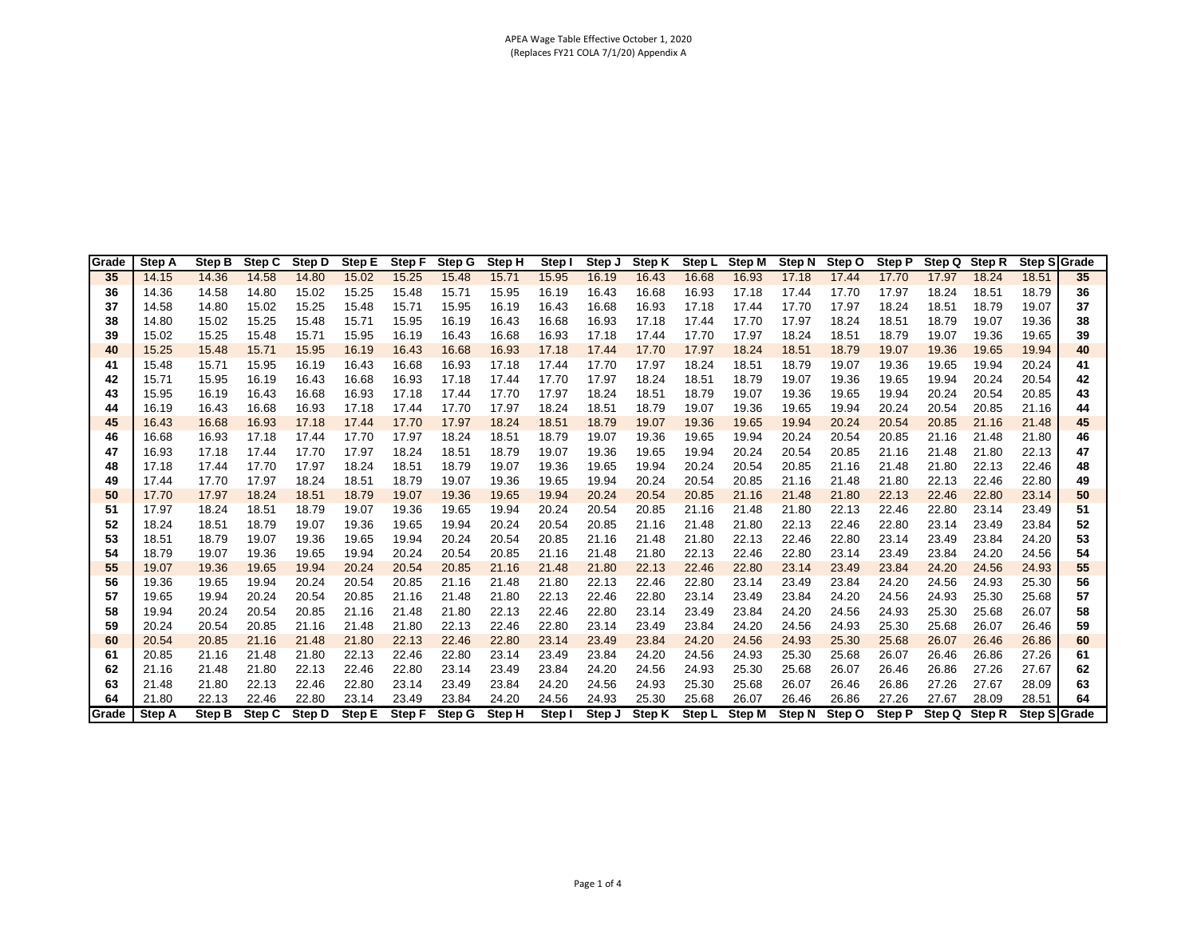APEA Wage Table Effective October 1, 2020
(Replaces FY21 COLA 7/1/20) Appendix A

| Grade | Step A | Step B | Step C | Step D | Step E | Step F | Step G | Step H | Step I | Step J | Step K | Step L | Step M | Step N | Step O | Step P | Step Q | Step R | Step S | Grade |
|---|---|---|---|---|---|---|---|---|---|---|---|---|---|---|---|---|---|---|---|---|
| 35 | 14.15 | 14.36 | 14.58 | 14.80 | 15.02 | 15.25 | 15.48 | 15.71 | 15.95 | 16.19 | 16.43 | 16.68 | 16.93 | 17.18 | 17.44 | 17.70 | 17.97 | 18.24 | 18.51 | 35 |
| 36 | 14.36 | 14.58 | 14.80 | 15.02 | 15.25 | 15.48 | 15.71 | 15.95 | 16.19 | 16.43 | 16.68 | 16.93 | 17.18 | 17.44 | 17.70 | 17.97 | 18.24 | 18.51 | 18.79 | 36 |
| 37 | 14.58 | 14.80 | 15.02 | 15.25 | 15.48 | 15.71 | 15.95 | 16.19 | 16.43 | 16.68 | 16.93 | 17.18 | 17.44 | 17.70 | 17.97 | 18.24 | 18.51 | 18.79 | 19.07 | 37 |
| 38 | 14.80 | 15.02 | 15.25 | 15.48 | 15.71 | 15.95 | 16.19 | 16.43 | 16.68 | 16.93 | 17.18 | 17.44 | 17.70 | 17.97 | 18.24 | 18.51 | 18.79 | 19.07 | 19.36 | 38 |
| 39 | 15.02 | 15.25 | 15.48 | 15.71 | 15.95 | 16.19 | 16.43 | 16.68 | 16.93 | 17.18 | 17.44 | 17.70 | 17.97 | 18.24 | 18.51 | 18.79 | 19.07 | 19.36 | 19.65 | 39 |
| 40 | 15.25 | 15.48 | 15.71 | 15.95 | 16.19 | 16.43 | 16.68 | 16.93 | 17.18 | 17.44 | 17.70 | 17.97 | 18.24 | 18.51 | 18.79 | 19.07 | 19.36 | 19.65 | 19.94 | 40 |
| 41 | 15.48 | 15.71 | 15.95 | 16.19 | 16.43 | 16.68 | 16.93 | 17.18 | 17.44 | 17.70 | 17.97 | 18.24 | 18.51 | 18.79 | 19.07 | 19.36 | 19.65 | 19.94 | 20.24 | 41 |
| 42 | 15.71 | 15.95 | 16.19 | 16.43 | 16.68 | 16.93 | 17.18 | 17.44 | 17.70 | 17.97 | 18.24 | 18.51 | 18.79 | 19.07 | 19.36 | 19.65 | 19.94 | 20.24 | 20.54 | 42 |
| 43 | 15.95 | 16.19 | 16.43 | 16.68 | 16.93 | 17.18 | 17.44 | 17.70 | 17.97 | 18.24 | 18.51 | 18.79 | 19.07 | 19.36 | 19.65 | 19.94 | 20.24 | 20.54 | 20.85 | 43 |
| 44 | 16.19 | 16.43 | 16.68 | 16.93 | 17.18 | 17.44 | 17.70 | 17.97 | 18.24 | 18.51 | 18.79 | 19.07 | 19.36 | 19.65 | 19.94 | 20.24 | 20.54 | 20.85 | 21.16 | 44 |
| 45 | 16.43 | 16.68 | 16.93 | 17.18 | 17.44 | 17.70 | 17.97 | 18.24 | 18.51 | 18.79 | 19.07 | 19.36 | 19.65 | 19.94 | 20.24 | 20.54 | 20.85 | 21.16 | 21.48 | 45 |
| 46 | 16.68 | 16.93 | 17.18 | 17.44 | 17.70 | 17.97 | 18.24 | 18.51 | 18.79 | 19.07 | 19.36 | 19.65 | 19.94 | 20.24 | 20.54 | 20.85 | 21.16 | 21.48 | 21.80 | 46 |
| 47 | 16.93 | 17.18 | 17.44 | 17.70 | 17.97 | 18.24 | 18.51 | 18.79 | 19.07 | 19.36 | 19.65 | 19.94 | 20.24 | 20.54 | 20.85 | 21.16 | 21.48 | 21.80 | 22.13 | 47 |
| 48 | 17.18 | 17.44 | 17.70 | 17.97 | 18.24 | 18.51 | 18.79 | 19.07 | 19.36 | 19.65 | 19.94 | 20.24 | 20.54 | 20.85 | 21.16 | 21.48 | 21.80 | 22.13 | 22.46 | 48 |
| 49 | 17.44 | 17.70 | 17.97 | 18.24 | 18.51 | 18.79 | 19.07 | 19.36 | 19.65 | 19.94 | 20.24 | 20.54 | 20.85 | 21.16 | 21.48 | 21.80 | 22.13 | 22.46 | 22.80 | 49 |
| 50 | 17.70 | 17.97 | 18.24 | 18.51 | 18.79 | 19.07 | 19.36 | 19.65 | 19.94 | 20.24 | 20.54 | 20.85 | 21.16 | 21.48 | 21.80 | 22.13 | 22.46 | 22.80 | 23.14 | 50 |
| 51 | 17.97 | 18.24 | 18.51 | 18.79 | 19.07 | 19.36 | 19.65 | 19.94 | 20.24 | 20.54 | 20.85 | 21.16 | 21.48 | 21.80 | 22.13 | 22.46 | 22.80 | 23.14 | 23.49 | 51 |
| 52 | 18.24 | 18.51 | 18.79 | 19.07 | 19.36 | 19.65 | 19.94 | 20.24 | 20.54 | 20.85 | 21.16 | 21.48 | 21.80 | 22.13 | 22.46 | 22.80 | 23.14 | 23.49 | 23.84 | 52 |
| 53 | 18.51 | 18.79 | 19.07 | 19.36 | 19.65 | 19.94 | 20.24 | 20.54 | 20.85 | 21.16 | 21.48 | 21.80 | 22.13 | 22.46 | 22.80 | 23.14 | 23.49 | 23.84 | 24.20 | 53 |
| 54 | 18.79 | 19.07 | 19.36 | 19.65 | 19.94 | 20.24 | 20.54 | 20.85 | 21.16 | 21.48 | 21.80 | 22.13 | 22.46 | 22.80 | 23.14 | 23.49 | 23.84 | 24.20 | 24.56 | 54 |
| 55 | 19.07 | 19.36 | 19.65 | 19.94 | 20.24 | 20.54 | 20.85 | 21.16 | 21.48 | 21.80 | 22.13 | 22.46 | 22.80 | 23.14 | 23.49 | 23.84 | 24.20 | 24.56 | 24.93 | 55 |
| 56 | 19.36 | 19.65 | 19.94 | 20.24 | 20.54 | 20.85 | 21.16 | 21.48 | 21.80 | 22.13 | 22.46 | 22.80 | 23.14 | 23.49 | 23.84 | 24.20 | 24.56 | 24.93 | 25.30 | 56 |
| 57 | 19.65 | 19.94 | 20.24 | 20.54 | 20.85 | 21.16 | 21.48 | 21.80 | 22.13 | 22.46 | 22.80 | 23.14 | 23.49 | 23.84 | 24.20 | 24.56 | 24.93 | 25.30 | 25.68 | 57 |
| 58 | 19.94 | 20.24 | 20.54 | 20.85 | 21.16 | 21.48 | 21.80 | 22.13 | 22.46 | 22.80 | 23.14 | 23.49 | 23.84 | 24.20 | 24.56 | 24.93 | 25.30 | 25.68 | 26.07 | 58 |
| 59 | 20.24 | 20.54 | 20.85 | 21.16 | 21.48 | 21.80 | 22.13 | 22.46 | 22.80 | 23.14 | 23.49 | 23.84 | 24.20 | 24.56 | 24.93 | 25.30 | 25.68 | 26.07 | 26.46 | 59 |
| 60 | 20.54 | 20.85 | 21.16 | 21.48 | 21.80 | 22.13 | 22.46 | 22.80 | 23.14 | 23.49 | 23.84 | 24.20 | 24.56 | 24.93 | 25.30 | 25.68 | 26.07 | 26.46 | 26.86 | 60 |
| 61 | 20.85 | 21.16 | 21.48 | 21.80 | 22.13 | 22.46 | 22.80 | 23.14 | 23.49 | 23.84 | 24.20 | 24.56 | 24.93 | 25.30 | 25.68 | 26.07 | 26.46 | 26.86 | 27.26 | 61 |
| 62 | 21.16 | 21.48 | 21.80 | 22.13 | 22.46 | 22.80 | 23.14 | 23.49 | 23.84 | 24.20 | 24.56 | 24.93 | 25.30 | 25.68 | 26.07 | 26.46 | 26.86 | 27.26 | 27.67 | 62 |
| 63 | 21.48 | 21.80 | 22.13 | 22.46 | 22.80 | 23.14 | 23.49 | 23.84 | 24.20 | 24.56 | 24.93 | 25.30 | 25.68 | 26.07 | 26.46 | 26.86 | 27.26 | 27.67 | 28.09 | 63 |
| 64 | 21.80 | 22.13 | 22.46 | 22.80 | 23.14 | 23.49 | 23.84 | 24.20 | 24.56 | 24.93 | 25.30 | 25.68 | 26.07 | 26.46 | 26.86 | 27.26 | 27.67 | 28.09 | 28.51 | 64 |
| Grade | Step A | Step B | Step C | Step D | Step E | Step F | Step G | Step H | Step I | Step J | Step K | Step L | Step M | Step N | Step O | Step P | Step Q | Step R | Step S | Grade |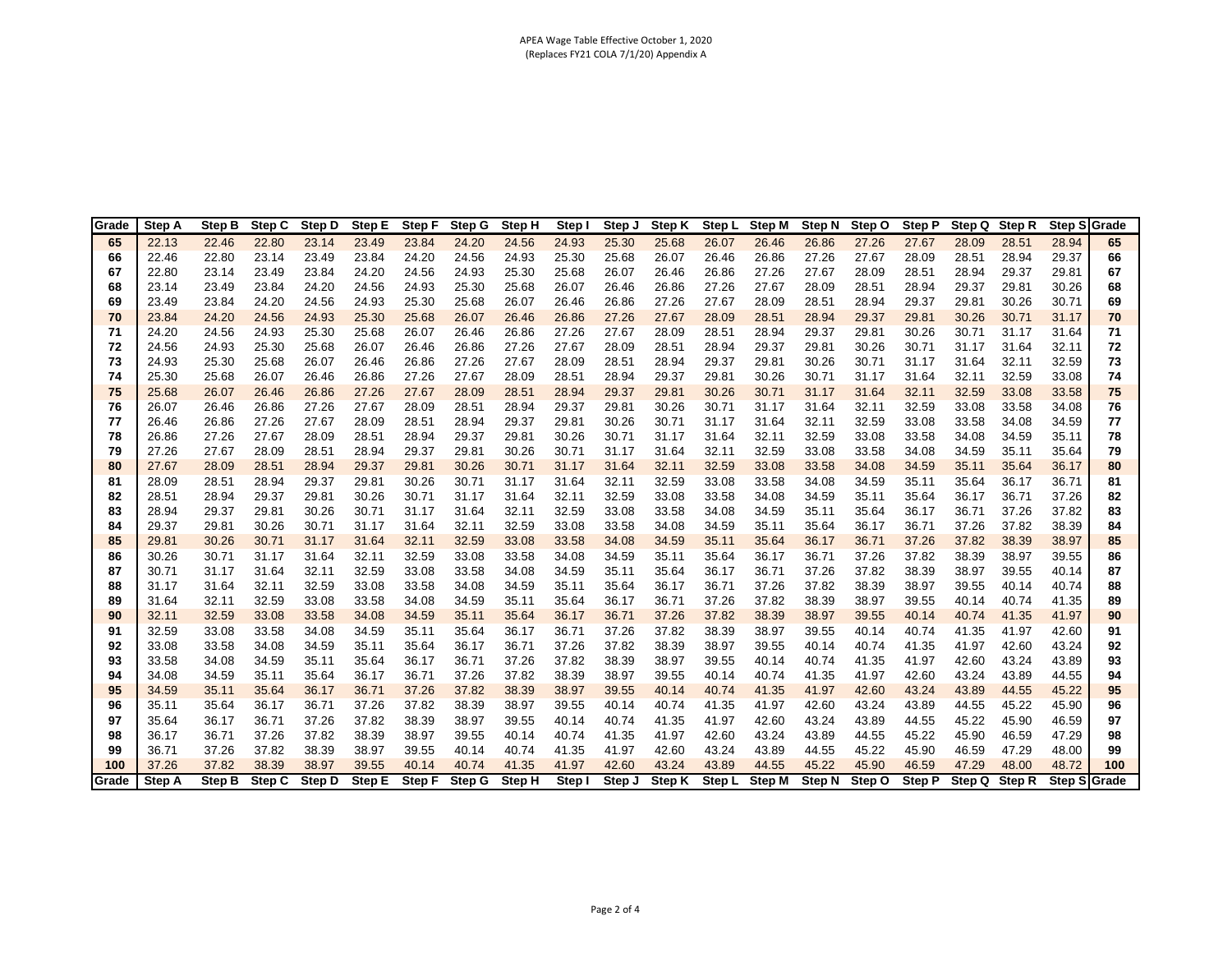APEA Wage Table Effective October 1, 2020
(Replaces FY21 COLA 7/1/20) Appendix A

| Grade | Step A | Step B | Step C | Step D | Step E | Step F | Step G | Step H | Step I | Step J | Step K | Step L | Step M | Step N | Step O | Step P | Step Q | Step R | Step S | Grade |
|---|---|---|---|---|---|---|---|---|---|---|---|---|---|---|---|---|---|---|---|---|
| **65** | 22.13 | 22.46 | 22.80 | 23.14 | 23.49 | 23.84 | 24.20 | 24.56 | 24.93 | 25.30 | 25.68 | 26.07 | 26.46 | 26.86 | 27.26 | 27.67 | 28.09 | 28.51 | 28.94 | **65** |
| **66** | 22.46 | 22.80 | 23.14 | 23.49 | 23.84 | 24.20 | 24.56 | 24.93 | 25.30 | 25.68 | 26.07 | 26.46 | 26.86 | 27.26 | 27.67 | 28.09 | 28.51 | 28.94 | 29.37 | **66** |
| **67** | 22.80 | 23.14 | 23.49 | 23.84 | 24.20 | 24.56 | 24.93 | 25.30 | 25.68 | 26.07 | 26.46 | 26.86 | 27.26 | 27.67 | 28.09 | 28.51 | 28.94 | 29.37 | 29.81 | **67** |
| **68** | 23.14 | 23.49 | 23.84 | 24.20 | 24.56 | 24.93 | 25.30 | 25.68 | 26.07 | 26.46 | 26.86 | 27.26 | 27.67 | 28.09 | 28.51 | 28.94 | 29.37 | 29.81 | 30.26 | **68** |
| **69** | 23.49 | 23.84 | 24.20 | 24.56 | 24.93 | 25.30 | 25.68 | 26.07 | 26.46 | 26.86 | 27.26 | 27.67 | 28.09 | 28.51 | 28.94 | 29.37 | 29.81 | 30.26 | 30.71 | **69** |
| **70** | 23.84 | 24.20 | 24.56 | 24.93 | 25.30 | 25.68 | 26.07 | 26.46 | 26.86 | 27.26 | 27.67 | 28.09 | 28.51 | 28.94 | 29.37 | 29.81 | 30.26 | 30.71 | 31.17 | **70** |
| **71** | 24.20 | 24.56 | 24.93 | 25.30 | 25.68 | 26.07 | 26.46 | 26.86 | 27.26 | 27.67 | 28.09 | 28.51 | 28.94 | 29.37 | 29.81 | 30.26 | 30.71 | 31.17 | 31.64 | **71** |
| **72** | 24.56 | 24.93 | 25.30 | 25.68 | 26.07 | 26.46 | 26.86 | 27.26 | 27.67 | 28.09 | 28.51 | 28.94 | 29.37 | 29.81 | 30.26 | 30.71 | 31.17 | 31.64 | 32.11 | **72** |
| **73** | 24.93 | 25.30 | 25.68 | 26.07 | 26.46 | 26.86 | 27.26 | 27.67 | 28.09 | 28.51 | 28.94 | 29.37 | 29.81 | 30.26 | 30.71 | 31.17 | 31.64 | 32.11 | 32.59 | **73** |
| **74** | 25.30 | 25.68 | 26.07 | 26.46 | 26.86 | 27.26 | 27.67 | 28.09 | 28.51 | 28.94 | 29.37 | 29.81 | 30.26 | 30.71 | 31.17 | 31.64 | 32.11 | 32.59 | 33.08 | **74** |
| **75** | 25.68 | 26.07 | 26.46 | 26.86 | 27.26 | 27.67 | 28.09 | 28.51 | 28.94 | 29.37 | 29.81 | 30.26 | 30.71 | 31.17 | 31.64 | 32.11 | 32.59 | 33.08 | 33.58 | **75** |
| **76** | 26.07 | 26.46 | 26.86 | 27.26 | 27.67 | 28.09 | 28.51 | 28.94 | 29.37 | 29.81 | 30.26 | 30.71 | 31.17 | 31.64 | 32.11 | 32.59 | 33.08 | 33.58 | 34.08 | **76** |
| **77** | 26.46 | 26.86 | 27.26 | 27.67 | 28.09 | 28.51 | 28.94 | 29.37 | 29.81 | 30.26 | 30.71 | 31.17 | 31.64 | 32.11 | 32.59 | 33.08 | 33.58 | 34.08 | 34.59 | **77** |
| **78** | 26.86 | 27.26 | 27.67 | 28.09 | 28.51 | 28.94 | 29.37 | 29.81 | 30.26 | 30.71 | 31.17 | 31.64 | 32.11 | 32.59 | 33.08 | 33.58 | 34.08 | 34.59 | 35.11 | **78** |
| **79** | 27.26 | 27.67 | 28.09 | 28.51 | 28.94 | 29.37 | 29.81 | 30.26 | 30.71 | 31.17 | 31.64 | 32.11 | 32.59 | 33.08 | 33.58 | 34.08 | 34.59 | 35.11 | 35.64 | **79** |
| **80** | 27.67 | 28.09 | 28.51 | 28.94 | 29.37 | 29.81 | 30.26 | 30.71 | 31.17 | 31.64 | 32.11 | 32.59 | 33.08 | 33.58 | 34.08 | 34.59 | 35.11 | 35.64 | 36.17 | **80** |
| **81** | 28.09 | 28.51 | 28.94 | 29.37 | 29.81 | 30.26 | 30.71 | 31.17 | 31.64 | 32.11 | 32.59 | 33.08 | 33.58 | 34.08 | 34.59 | 35.11 | 35.64 | 36.17 | 36.71 | **81** |
| **82** | 28.51 | 28.94 | 29.37 | 29.81 | 30.26 | 30.71 | 31.17 | 31.64 | 32.11 | 32.59 | 33.08 | 33.58 | 34.08 | 34.59 | 35.11 | 35.64 | 36.17 | 36.71 | 37.26 | **82** |
| **83** | 28.94 | 29.37 | 29.81 | 30.26 | 30.71 | 31.17 | 31.64 | 32.11 | 32.59 | 33.08 | 33.58 | 34.08 | 34.59 | 35.11 | 35.64 | 36.17 | 36.71 | 37.26 | 37.82 | **83** |
| **84** | 29.37 | 29.81 | 30.26 | 30.71 | 31.17 | 31.64 | 32.11 | 32.59 | 33.08 | 33.58 | 34.08 | 34.59 | 35.11 | 35.64 | 36.17 | 36.71 | 37.26 | 37.82 | 38.39 | **84** |
| **85** | 29.81 | 30.26 | 30.71 | 31.17 | 31.64 | 32.11 | 32.59 | 33.08 | 33.58 | 34.08 | 34.59 | 35.11 | 35.64 | 36.17 | 36.71 | 37.26 | 37.82 | 38.39 | 38.97 | **85** |
| **86** | 30.26 | 30.71 | 31.17 | 31.64 | 32.11 | 32.59 | 33.08 | 33.58 | 34.08 | 34.59 | 35.11 | 35.64 | 36.17 | 36.71 | 37.26 | 37.82 | 38.39 | 38.97 | 39.55 | **86** |
| **87** | 30.71 | 31.17 | 31.64 | 32.11 | 32.59 | 33.08 | 33.58 | 34.08 | 34.59 | 35.11 | 35.64 | 36.17 | 36.71 | 37.26 | 37.82 | 38.39 | 38.97 | 39.55 | 40.14 | **87** |
| **88** | 31.17 | 31.64 | 32.11 | 32.59 | 33.08 | 33.58 | 34.08 | 34.59 | 35.11 | 35.64 | 36.17 | 36.71 | 37.26 | 37.82 | 38.39 | 38.97 | 39.55 | 40.14 | 40.74 | **88** |
| **89** | 31.64 | 32.11 | 32.59 | 33.08 | 33.58 | 34.08 | 34.59 | 35.11 | 35.64 | 36.17 | 36.71 | 37.26 | 37.82 | 38.39 | 38.97 | 39.55 | 40.14 | 40.74 | 41.35 | **89** |
| **90** | 32.11 | 32.59 | 33.08 | 33.58 | 34.08 | 34.59 | 35.11 | 35.64 | 36.17 | 36.71 | 37.26 | 37.82 | 38.39 | 38.97 | 39.55 | 40.14 | 40.74 | 41.35 | 41.97 | **90** |
| **91** | 32.59 | 33.08 | 33.58 | 34.08 | 34.59 | 35.11 | 35.64 | 36.17 | 36.71 | 37.26 | 37.82 | 38.39 | 38.97 | 39.55 | 40.14 | 40.74 | 41.35 | 41.97 | 42.60 | **91** |
| **92** | 33.08 | 33.58 | 34.08 | 34.59 | 35.11 | 35.64 | 36.17 | 36.71 | 37.26 | 37.82 | 38.39 | 38.97 | 39.55 | 40.14 | 40.74 | 41.35 | 41.97 | 42.60 | 43.24 | **92** |
| **93** | 33.58 | 34.08 | 34.59 | 35.11 | 35.64 | 36.17 | 36.71 | 37.26 | 37.82 | 38.39 | 38.97 | 39.55 | 40.14 | 40.74 | 41.35 | 41.97 | 42.60 | 43.24 | 43.89 | **93** |
| **94** | 34.08 | 34.59 | 35.11 | 35.64 | 36.17 | 36.71 | 37.26 | 37.82 | 38.39 | 38.97 | 39.55 | 40.14 | 40.74 | 41.35 | 41.97 | 42.60 | 43.24 | 43.89 | 44.55 | **94** |
| **95** | 34.59 | 35.11 | 35.64 | 36.17 | 36.71 | 37.26 | 37.82 | 38.39 | 38.97 | 39.55 | 40.14 | 40.74 | 41.35 | 41.97 | 42.60 | 43.24 | 43.89 | 44.55 | 45.22 | **95** |
| **96** | 35.11 | 35.64 | 36.17 | 36.71 | 37.26 | 37.82 | 38.39 | 38.97 | 39.55 | 40.14 | 40.74 | 41.35 | 41.97 | 42.60 | 43.24 | 43.89 | 44.55 | 45.22 | 45.90 | **96** |
| **97** | 35.64 | 36.17 | 36.71 | 37.26 | 37.82 | 38.39 | 38.97 | 39.55 | 40.14 | 40.74 | 41.35 | 41.97 | 42.60 | 43.24 | 43.89 | 44.55 | 45.22 | 45.90 | 46.59 | **97** |
| **98** | 36.17 | 36.71 | 37.26 | 37.82 | 38.39 | 38.97 | 39.55 | 40.14 | 40.74 | 41.35 | 41.97 | 42.60 | 43.24 | 43.89 | 44.55 | 45.22 | 45.90 | 46.59 | 47.29 | **98** |
| **99** | 36.71 | 37.26 | 37.82 | 38.39 | 38.97 | 39.55 | 40.14 | 40.74 | 41.35 | 41.97 | 42.60 | 43.24 | 43.89 | 44.55 | 45.22 | 45.90 | 46.59 | 47.29 | 48.00 | **99** |
| **100** | 37.26 | 37.82 | 38.39 | 38.97 | 39.55 | 40.14 | 40.74 | 41.35 | 41.97 | 42.60 | 43.24 | 43.89 | 44.55 | 45.22 | 45.90 | 46.59 | 47.29 | 48.00 | 48.72 | **100** |
| **Grade** | **Step A** | **Step B** | **Step C** | **Step D** | **Step E** | **Step F** | **Step G** | **Step H** | **Step I** | **Step J** | **Step K** | **Step L** | **Step M** | **Step N** | **Step O** | **Step P** | **Step Q** | **Step R** | **Step S** | **Grade** |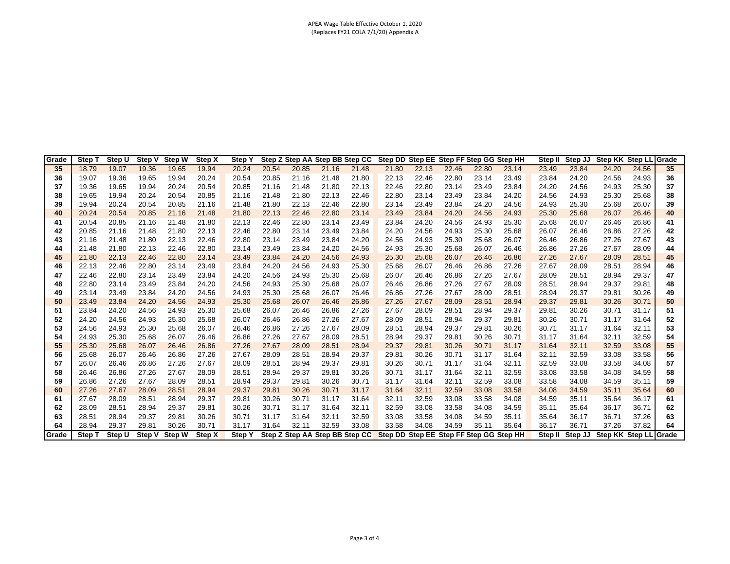APEA Wage Table Effective October 1, 2020
(Replaces FY21 COLA 7/1/20) Appendix A

| Grade | Step T | Step U | Step V | Step W | Step X | Step Y | Step Z | Step AA | Step BB | Step CC | Step DD | Step EE | Step FF | Step GG | Step HH | Step II | Step JJ | Step KK | Step LL | Grade |
|---|---|---|---|---|---|---|---|---|---|---|---|---|---|---|---|---|---|---|---|---|
| 35 | 18.79 | 19.07 | 19.36 | 19.65 | 19.94 | 20.24 | 20.54 | 20.85 | 21.16 | 21.48 | 21.80 | 22.13 | 22.46 | 22.80 | 23.14 | 23.49 | 23.84 | 24.20 | 24.56 | 35 |
| 36 | 19.07 | 19.36 | 19.65 | 19.94 | 20.24 | 20.54 | 20.85 | 21.16 | 21.48 | 21.80 | 22.13 | 22.46 | 22.80 | 23.14 | 23.49 | 23.84 | 24.20 | 24.56 | 24.93 | 36 |
| 37 | 19.36 | 19.65 | 19.94 | 20.24 | 20.54 | 20.85 | 21.16 | 21.48 | 21.80 | 22.13 | 22.46 | 22.80 | 23.14 | 23.49 | 23.84 | 24.20 | 24.56 | 24.93 | 25.30 | 37 |
| 38 | 19.65 | 19.94 | 20.24 | 20.54 | 20.85 | 21.16 | 21.48 | 21.80 | 22.13 | 22.46 | 22.80 | 23.14 | 23.49 | 23.84 | 24.20 | 24.56 | 24.93 | 25.30 | 25.68 | 38 |
| 39 | 19.94 | 20.24 | 20.54 | 20.85 | 21.16 | 21.48 | 21.80 | 22.13 | 22.46 | 22.80 | 23.14 | 23.49 | 23.84 | 24.20 | 24.56 | 24.93 | 25.30 | 25.68 | 26.07 | 39 |
| 40 | 20.24 | 20.54 | 20.85 | 21.16 | 21.48 | 21.80 | 22.13 | 22.46 | 22.80 | 23.14 | 23.49 | 23.84 | 24.20 | 24.56 | 24.93 | 25.30 | 25.68 | 26.07 | 26.46 | 40 |
| 41 | 20.54 | 20.85 | 21.16 | 21.48 | 21.80 | 22.13 | 22.46 | 22.80 | 23.14 | 23.49 | 23.84 | 24.20 | 24.56 | 24.93 | 25.30 | 25.68 | 26.07 | 26.46 | 26.86 | 41 |
| 42 | 20.85 | 21.16 | 21.48 | 21.80 | 22.13 | 22.46 | 22.80 | 23.14 | 23.49 | 23.84 | 24.20 | 24.56 | 24.93 | 25.30 | 25.68 | 26.07 | 26.46 | 26.86 | 27.26 | 42 |
| 43 | 21.16 | 21.48 | 21.80 | 22.13 | 22.46 | 22.80 | 23.14 | 23.49 | 23.84 | 24.20 | 24.56 | 24.93 | 25.30 | 25.68 | 26.07 | 26.46 | 26.86 | 27.26 | 27.67 | 43 |
| 44 | 21.48 | 21.80 | 22.13 | 22.46 | 22.80 | 23.14 | 23.49 | 23.84 | 24.20 | 24.56 | 24.93 | 25.30 | 25.68 | 26.07 | 26.46 | 26.86 | 27.26 | 27.67 | 28.09 | 44 |
| 45 | 21.80 | 22.13 | 22.46 | 22.80 | 23.14 | 23.49 | 23.84 | 24.20 | 24.56 | 24.93 | 25.30 | 25.68 | 26.07 | 26.46 | 26.86 | 27.26 | 27.67 | 28.09 | 28.51 | 45 |
| 46 | 22.13 | 22.46 | 22.80 | 23.14 | 23.49 | 23.84 | 24.20 | 24.56 | 24.93 | 25.30 | 25.68 | 26.07 | 26.46 | 26.86 | 27.26 | 27.67 | 28.09 | 28.51 | 28.94 | 46 |
| 47 | 22.46 | 22.80 | 23.14 | 23.49 | 23.84 | 24.20 | 24.56 | 24.93 | 25.30 | 25.68 | 26.07 | 26.46 | 26.86 | 27.26 | 27.67 | 28.09 | 28.51 | 28.94 | 29.37 | 47 |
| 48 | 22.80 | 23.14 | 23.49 | 23.84 | 24.20 | 24.56 | 24.93 | 25.30 | 25.68 | 26.07 | 26.46 | 26.86 | 27.26 | 27.67 | 28.09 | 28.51 | 28.94 | 29.37 | 29.81 | 48 |
| 49 | 23.14 | 23.49 | 23.84 | 24.20 | 24.56 | 24.93 | 25.30 | 25.68 | 26.07 | 26.46 | 26.86 | 27.26 | 27.67 | 28.09 | 28.51 | 28.94 | 29.37 | 29.81 | 30.26 | 49 |
| 50 | 23.49 | 23.84 | 24.20 | 24.56 | 24.93 | 25.30 | 25.68 | 26.07 | 26.46 | 26.86 | 27.26 | 27.67 | 28.09 | 28.51 | 28.94 | 29.37 | 29.81 | 30.26 | 30.71 | 50 |
| 51 | 23.84 | 24.20 | 24.56 | 24.93 | 25.30 | 25.68 | 26.07 | 26.46 | 26.86 | 27.26 | 27.67 | 28.09 | 28.51 | 28.94 | 29.37 | 29.81 | 30.26 | 30.71 | 31.17 | 51 |
| 52 | 24.20 | 24.56 | 24.93 | 25.30 | 25.68 | 26.07 | 26.46 | 26.86 | 27.26 | 27.67 | 28.09 | 28.51 | 28.94 | 29.37 | 29.81 | 30.26 | 30.71 | 31.17 | 31.64 | 52 |
| 53 | 24.56 | 24.93 | 25.30 | 25.68 | 26.07 | 26.46 | 26.86 | 27.26 | 27.67 | 28.09 | 28.51 | 28.94 | 29.37 | 29.81 | 30.26 | 30.71 | 31.17 | 31.64 | 32.11 | 53 |
| 54 | 24.93 | 25.30 | 25.68 | 26.07 | 26.46 | 26.86 | 27.26 | 27.67 | 28.09 | 28.51 | 28.94 | 29.37 | 29.81 | 30.26 | 30.71 | 31.17 | 31.64 | 32.11 | 32.59 | 54 |
| 55 | 25.30 | 25.68 | 26.07 | 26.46 | 26.86 | 27.26 | 27.67 | 28.09 | 28.51 | 28.94 | 29.37 | 29.81 | 30.26 | 30.71 | 31.17 | 31.64 | 32.11 | 32.59 | 33.08 | 55 |
| 56 | 25.68 | 26.07 | 26.46 | 26.86 | 27.26 | 27.67 | 28.09 | 28.51 | 28.94 | 29.37 | 29.81 | 30.26 | 30.71 | 31.17 | 31.64 | 32.11 | 32.59 | 33.08 | 33.58 | 56 |
| 57 | 26.07 | 26.46 | 26.86 | 27.26 | 27.67 | 28.09 | 28.51 | 28.94 | 29.37 | 29.81 | 30.26 | 30.71 | 31.17 | 31.64 | 32.11 | 32.59 | 33.08 | 33.58 | 34.08 | 57 |
| 58 | 26.46 | 26.86 | 27.26 | 27.67 | 28.09 | 28.51 | 28.94 | 29.37 | 29.81 | 30.26 | 30.71 | 31.17 | 31.64 | 32.11 | 32.59 | 33.08 | 33.58 | 34.08 | 34.59 | 58 |
| 59 | 26.86 | 27.26 | 27.67 | 28.09 | 28.51 | 28.94 | 29.37 | 29.81 | 30.26 | 30.71 | 31.17 | 31.64 | 32.11 | 32.59 | 33.08 | 33.58 | 34.08 | 34.59 | 35.11 | 59 |
| 60 | 27.26 | 27.67 | 28.09 | 28.51 | 28.94 | 29.37 | 29.81 | 30.26 | 30.71 | 31.17 | 31.64 | 32.11 | 32.59 | 33.08 | 33.58 | 34.08 | 34.59 | 35.11 | 35.64 | 60 |
| 61 | 27.67 | 28.09 | 28.51 | 28.94 | 29.37 | 29.81 | 30.26 | 30.71 | 31.17 | 31.64 | 32.11 | 32.59 | 33.08 | 33.58 | 34.08 | 34.59 | 35.11 | 35.64 | 36.17 | 61 |
| 62 | 28.09 | 28.51 | 28.94 | 29.37 | 29.81 | 30.26 | 30.71 | 31.17 | 31.64 | 32.11 | 32.59 | 33.08 | 33.58 | 34.08 | 34.59 | 35.11 | 35.64 | 36.17 | 36.71 | 62 |
| 63 | 28.51 | 28.94 | 29.37 | 29.81 | 30.26 | 30.71 | 31.17 | 31.64 | 32.11 | 32.59 | 33.08 | 33.58 | 34.08 | 34.59 | 35.11 | 35.64 | 36.17 | 36.71 | 37.26 | 63 |
| 64 | 28.94 | 29.37 | 29.81 | 30.26 | 30.71 | 31.17 | 31.64 | 32.11 | 32.59 | 33.08 | 33.58 | 34.08 | 34.59 | 35.11 | 35.64 | 36.17 | 36.71 | 37.26 | 37.82 | 64 |
| Grade | Step T | Step U | Step V | Step W | Step X | Step Y | Step Z | Step AA | Step BB | Step CC | Step DD | Step EE | Step FF | Step GG | Step HH | Step II | Step JJ | Step KK | Step LL | Grade |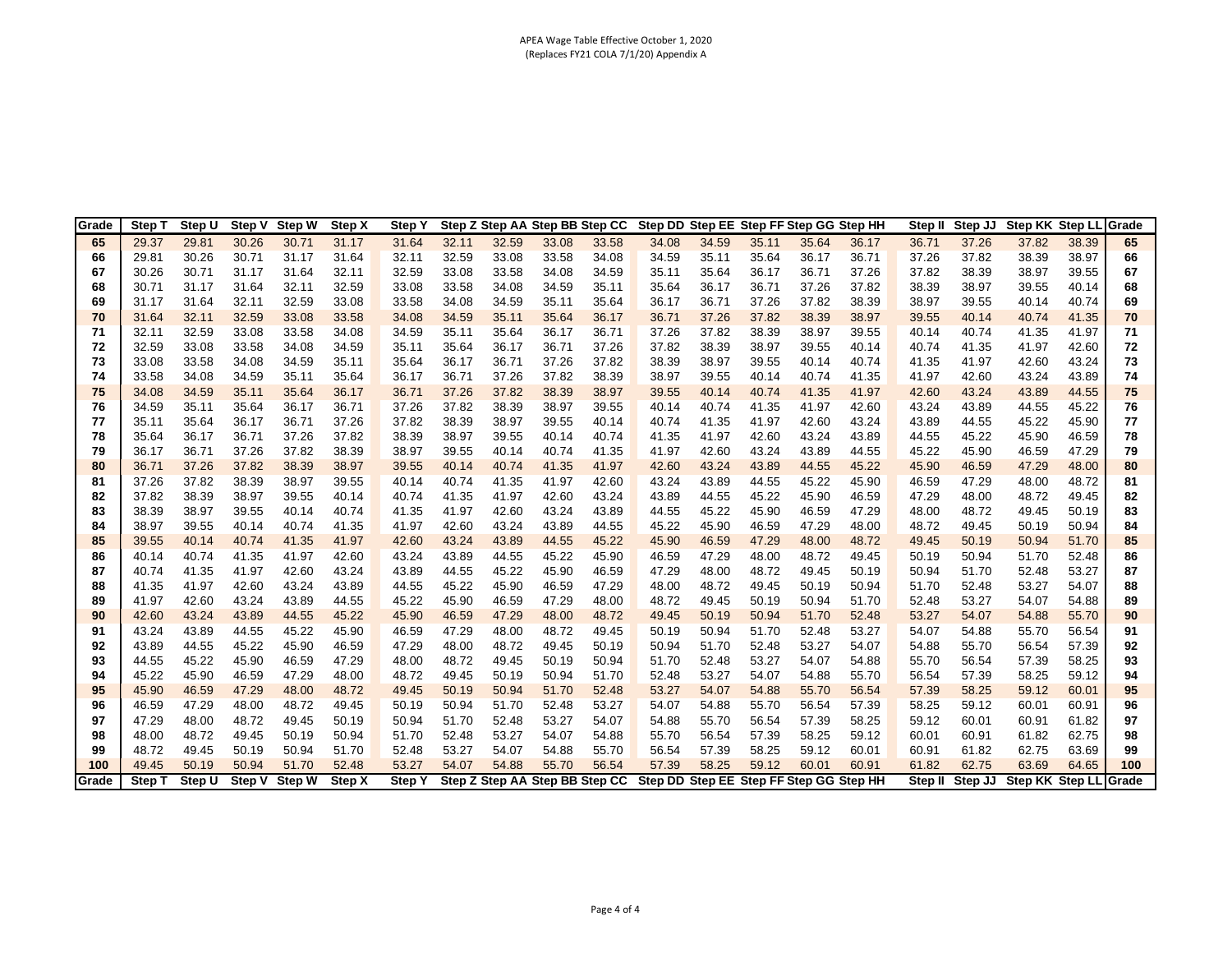APEA Wage Table Effective October 1, 2020
(Replaces FY21 COLA 7/1/20) Appendix A

| Grade | Step T | Step U | Step V | Step W | Step X | Step Y | Step Z | Step AA | Step BB | Step CC | Step DD | Step EE | Step FF | Step GG | Step HH | Step II | Step JJ | Step KK | Step LL | Grade |
|---|---|---|---|---|---|---|---|---|---|---|---|---|---|---|---|---|---|---|---|---|
| 65 | 29.37 | 29.81 | 30.26 | 30.71 | 31.17 | 31.64 | 32.11 | 32.59 | 33.08 | 33.58 | 34.08 | 34.59 | 35.11 | 35.64 | 36.17 | 36.71 | 37.26 | 37.82 | 38.39 | 65 |
| 66 | 29.81 | 30.26 | 30.71 | 31.17 | 31.64 | 32.11 | 32.59 | 33.08 | 33.58 | 34.08 | 34.59 | 35.11 | 35.64 | 36.17 | 36.71 | 37.26 | 37.82 | 38.39 | 38.97 | 66 |
| 67 | 30.26 | 30.71 | 31.17 | 31.64 | 32.11 | 32.59 | 33.08 | 33.58 | 34.08 | 34.59 | 35.11 | 35.64 | 36.17 | 36.71 | 37.26 | 37.82 | 38.39 | 38.97 | 39.55 | 67 |
| 68 | 30.71 | 31.17 | 31.64 | 32.11 | 32.59 | 33.08 | 33.58 | 34.08 | 34.59 | 35.11 | 35.64 | 36.17 | 36.71 | 37.26 | 37.82 | 38.39 | 38.97 | 39.55 | 40.14 | 68 |
| 69 | 31.17 | 31.64 | 32.11 | 32.59 | 33.08 | 33.58 | 34.08 | 34.59 | 35.11 | 35.64 | 36.17 | 36.71 | 37.26 | 37.82 | 38.39 | 38.97 | 39.55 | 40.14 | 40.74 | 69 |
| 70 | 31.64 | 32.11 | 32.59 | 33.08 | 33.58 | 34.08 | 34.59 | 35.11 | 35.64 | 36.17 | 36.71 | 37.26 | 37.82 | 38.39 | 38.97 | 39.55 | 40.14 | 40.74 | 41.35 | 70 |
| 71 | 32.11 | 32.59 | 33.08 | 33.58 | 34.08 | 34.59 | 35.11 | 35.64 | 36.17 | 36.71 | 37.26 | 37.82 | 38.39 | 38.97 | 39.55 | 40.14 | 40.74 | 41.35 | 41.97 | 71 |
| 72 | 32.59 | 33.08 | 33.58 | 34.08 | 34.59 | 35.11 | 35.64 | 36.17 | 36.71 | 37.26 | 37.82 | 38.39 | 38.97 | 39.55 | 40.14 | 40.74 | 41.35 | 41.97 | 42.60 | 72 |
| 73 | 33.08 | 33.58 | 34.08 | 34.59 | 35.11 | 35.64 | 36.17 | 36.71 | 37.26 | 37.82 | 38.39 | 38.97 | 39.55 | 40.14 | 40.74 | 41.35 | 41.97 | 42.60 | 43.24 | 73 |
| 74 | 33.58 | 34.08 | 34.59 | 35.11 | 35.64 | 36.17 | 36.71 | 37.26 | 37.82 | 38.39 | 38.97 | 39.55 | 40.14 | 40.74 | 41.35 | 41.97 | 42.60 | 43.24 | 43.89 | 74 |
| 75 | 34.08 | 34.59 | 35.11 | 35.64 | 36.17 | 36.71 | 37.26 | 37.82 | 38.39 | 38.97 | 39.55 | 40.14 | 40.74 | 41.35 | 41.97 | 42.60 | 43.24 | 43.89 | 44.55 | 75 |
| 76 | 34.59 | 35.11 | 35.64 | 36.17 | 36.71 | 37.26 | 37.82 | 38.39 | 38.97 | 39.55 | 40.14 | 40.74 | 41.35 | 41.97 | 42.60 | 43.24 | 43.89 | 44.55 | 45.22 | 76 |
| 77 | 35.11 | 35.64 | 36.17 | 36.71 | 37.26 | 37.82 | 38.39 | 38.97 | 39.55 | 40.14 | 40.74 | 41.35 | 41.97 | 42.60 | 43.24 | 43.89 | 44.55 | 45.22 | 45.90 | 77 |
| 78 | 35.64 | 36.17 | 36.71 | 37.26 | 37.82 | 38.39 | 38.97 | 39.55 | 40.14 | 40.74 | 41.35 | 41.97 | 42.60 | 43.24 | 43.89 | 44.55 | 45.22 | 45.90 | 46.59 | 78 |
| 79 | 36.17 | 36.71 | 37.26 | 37.82 | 38.39 | 38.97 | 39.55 | 40.14 | 40.74 | 41.35 | 41.97 | 42.60 | 43.24 | 43.89 | 44.55 | 45.22 | 45.90 | 46.59 | 47.29 | 79 |
| 80 | 36.71 | 37.26 | 37.82 | 38.39 | 38.97 | 39.55 | 40.14 | 40.74 | 41.35 | 41.97 | 42.60 | 43.24 | 43.89 | 44.55 | 45.22 | 45.90 | 46.59 | 47.29 | 48.00 | 80 |
| 81 | 37.26 | 37.82 | 38.39 | 38.97 | 39.55 | 40.14 | 40.74 | 41.35 | 41.97 | 42.60 | 43.24 | 43.89 | 44.55 | 45.22 | 45.90 | 46.59 | 47.29 | 48.00 | 48.72 | 81 |
| 82 | 37.82 | 38.39 | 38.97 | 39.55 | 40.14 | 40.74 | 41.35 | 41.97 | 42.60 | 43.24 | 43.89 | 44.55 | 45.22 | 45.90 | 46.59 | 47.29 | 48.00 | 48.72 | 49.45 | 82 |
| 83 | 38.39 | 38.97 | 39.55 | 40.14 | 40.74 | 41.35 | 41.97 | 42.60 | 43.24 | 43.89 | 44.55 | 45.22 | 45.90 | 46.59 | 47.29 | 48.00 | 48.72 | 49.45 | 50.19 | 83 |
| 84 | 38.97 | 39.55 | 40.14 | 40.74 | 41.35 | 41.97 | 42.60 | 43.24 | 43.89 | 44.55 | 45.22 | 45.90 | 46.59 | 47.29 | 48.00 | 48.72 | 49.45 | 50.19 | 50.94 | 84 |
| 85 | 39.55 | 40.14 | 40.74 | 41.35 | 41.97 | 42.60 | 43.24 | 43.89 | 44.55 | 45.22 | 45.90 | 46.59 | 47.29 | 48.00 | 48.72 | 49.45 | 50.19 | 50.94 | 51.70 | 85 |
| 86 | 40.14 | 40.74 | 41.35 | 41.97 | 42.60 | 43.24 | 43.89 | 44.55 | 45.22 | 45.90 | 46.59 | 47.29 | 48.00 | 48.72 | 49.45 | 50.19 | 50.94 | 51.70 | 52.48 | 86 |
| 87 | 40.74 | 41.35 | 41.97 | 42.60 | 43.24 | 43.89 | 44.55 | 45.22 | 45.90 | 46.59 | 47.29 | 48.00 | 48.72 | 49.45 | 50.19 | 50.94 | 51.70 | 52.48 | 53.27 | 87 |
| 88 | 41.35 | 41.97 | 42.60 | 43.24 | 43.89 | 44.55 | 45.22 | 45.90 | 46.59 | 47.29 | 48.00 | 48.72 | 49.45 | 50.19 | 50.94 | 51.70 | 52.48 | 53.27 | 54.07 | 88 |
| 89 | 41.97 | 42.60 | 43.24 | 43.89 | 44.55 | 45.22 | 45.90 | 46.59 | 47.29 | 48.00 | 48.72 | 49.45 | 50.19 | 50.94 | 51.70 | 52.48 | 53.27 | 54.07 | 54.88 | 89 |
| 90 | 42.60 | 43.24 | 43.89 | 44.55 | 45.22 | 45.90 | 46.59 | 47.29 | 48.00 | 48.72 | 49.45 | 50.19 | 50.94 | 51.70 | 52.48 | 53.27 | 54.07 | 54.88 | 55.70 | 90 |
| 91 | 43.24 | 43.89 | 44.55 | 45.22 | 45.90 | 46.59 | 47.29 | 48.00 | 48.72 | 49.45 | 50.19 | 50.94 | 51.70 | 52.48 | 53.27 | 54.07 | 54.88 | 55.70 | 56.54 | 91 |
| 92 | 43.89 | 44.55 | 45.22 | 45.90 | 46.59 | 47.29 | 48.00 | 48.72 | 49.45 | 50.19 | 50.94 | 51.70 | 52.48 | 53.27 | 54.07 | 54.88 | 55.70 | 56.54 | 57.39 | 92 |
| 93 | 44.55 | 45.22 | 45.90 | 46.59 | 47.29 | 48.00 | 48.72 | 49.45 | 50.19 | 50.94 | 51.70 | 52.48 | 53.27 | 54.07 | 54.88 | 55.70 | 56.54 | 57.39 | 58.25 | 93 |
| 94 | 45.22 | 45.90 | 46.59 | 47.29 | 48.00 | 48.72 | 49.45 | 50.19 | 50.94 | 51.70 | 52.48 | 53.27 | 54.07 | 54.88 | 55.70 | 56.54 | 57.39 | 58.25 | 59.12 | 94 |
| 95 | 45.90 | 46.59 | 47.29 | 48.00 | 48.72 | 49.45 | 50.19 | 50.94 | 51.70 | 52.48 | 53.27 | 54.07 | 54.88 | 55.70 | 56.54 | 57.39 | 58.25 | 59.12 | 60.01 | 95 |
| 96 | 46.59 | 47.29 | 48.00 | 48.72 | 49.45 | 50.19 | 50.94 | 51.70 | 52.48 | 53.27 | 54.07 | 54.88 | 55.70 | 56.54 | 57.39 | 58.25 | 59.12 | 60.01 | 60.91 | 96 |
| 97 | 47.29 | 48.00 | 48.72 | 49.45 | 50.19 | 50.94 | 51.70 | 52.48 | 53.27 | 54.07 | 54.88 | 55.70 | 56.54 | 57.39 | 58.25 | 59.12 | 60.01 | 60.91 | 61.82 | 97 |
| 98 | 48.00 | 48.72 | 49.45 | 50.19 | 50.94 | 51.70 | 52.48 | 53.27 | 54.07 | 54.88 | 55.70 | 56.54 | 57.39 | 58.25 | 59.12 | 60.01 | 60.91 | 61.82 | 62.75 | 98 |
| 99 | 48.72 | 49.45 | 50.19 | 50.94 | 51.70 | 52.48 | 53.27 | 54.07 | 54.88 | 55.70 | 56.54 | 57.39 | 58.25 | 59.12 | 60.01 | 60.91 | 61.82 | 62.75 | 63.69 | 99 |
| 100 | 49.45 | 50.19 | 50.94 | 51.70 | 52.48 | 53.27 | 54.07 | 54.88 | 55.70 | 56.54 | 57.39 | 58.25 | 59.12 | 60.01 | 60.91 | 61.82 | 62.75 | 63.69 | 64.65 | 100 |
| Grade | Step T | Step U | Step V | Step W | Step X | Step Y | Step Z | Step AA | Step BB | Step CC | Step DD | Step EE | Step FF | Step GG | Step HH | Step II | Step JJ | Step KK | Step LL | Grade |